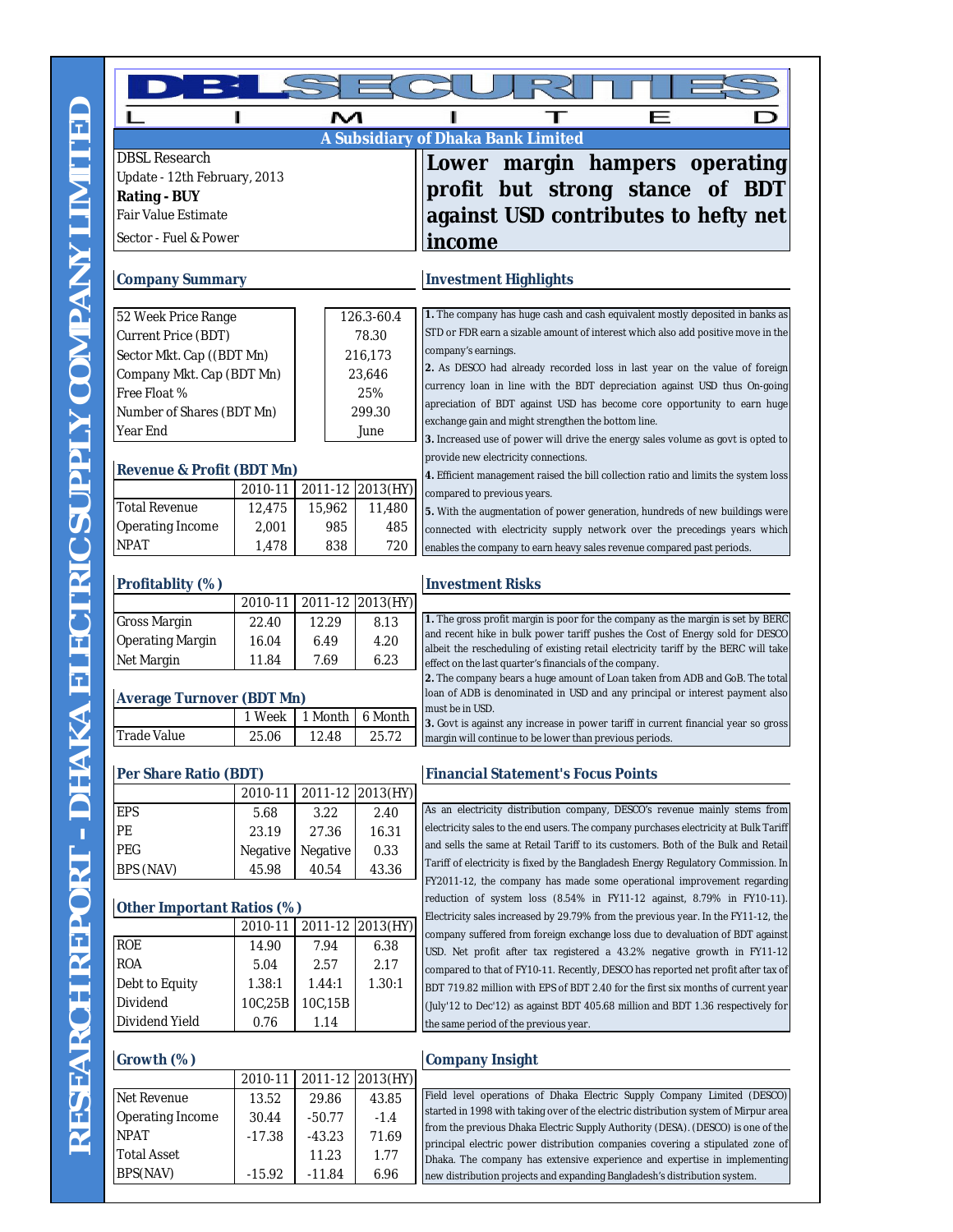# DBL SECURITIES LIMITED

A Subsidiary of Dhaka Bank Limited

RESEARCH REPORT - DHAKA ELECTRIC SUPPLY COMPANY LIMITED

DBSL Research
Update - 12th February, 2013
**Rating - BUY**
Fair Value Estimate
Sector - Fuel & Power

## Lower margin hampers operating profit but strong stance of BDT against USD contributes to hefty net income

### Company Summary

| | |
|---|---|
| 52 Week Price Range | 126.3-60.4 |
| Current Price (BDT) | 78.30 |
| Sector Mkt. Cap ((BDT Mn) | 216,173 |
| Company Mkt. Cap (BDT Mn) | 23,646 |
| Free Float % | 25% |
| Number of Shares (BDT Mn) | 299.30 |
| Year End | June |

### Revenue & Profit (BDT Mn)

| | 2010-11 | 2011-12 | 2013(HY) |
|---|---|---|---|
| Total Revenue | 12,475 | 15,962 | 11,480 |
| Operating Income | 2,001 | 985 | 485 |
| NPAT | 1,478 | 838 | 720 |

### Profitablity (%)

| | 2010-11 | 2011-12 | 2013(HY) |
|---|---|---|---|
| Gross Margin | 22.40 | 12.29 | 8.13 |
| Operating Margin | 16.04 | 6.49 | 4.20 |
| Net Margin | 11.84 | 7.69 | 6.23 |

### Average Turnover (BDT Mn)

| | 1 Week | 1 Month | 6 Month |
|---|---|---|---|
| Trade Value | 25.06 | 12.48 | 25.72 |

### Per Share Ratio (BDT)

| | 2010-11 | 2011-12 | 2013(HY) |
|---|---|---|---|
| EPS | 5.68 | 3.22 | 2.40 |
| PE | 23.19 | 27.36 | 16.31 |
| PEG | Negative | Negative | 0.33 |
| BPS (NAV) | 45.98 | 40.54 | 43.36 |

### Other Important Ratios (%)

| | 2010-11 | 2011-12 | 2013(HY) |
|---|---|---|---|
| ROE | 14.90 | 7.94 | 6.38 |
| ROA | 5.04 | 2.57 | 2.17 |
| Debt to Equity | 1.38:1 | 1.44:1 | 1.30:1 |
| Dividend | 10C,25B | 10C,15B | |
| Dividend Yield | 0.76 | 1.14 | |

### Growth (%)

| | 2010-11 | 2011-12 | 2013(HY) |
|---|---|---|---|
| Net Revenue | 13.52 | 29.86 | 43.85 |
| Operating Income | 30.44 | -50.77 | -1.4 |
| NPAT | -17.38 | -43.23 | 71.69 |
| Total Asset | | 11.23 | 1.77 |
| BPS(NAV) | -15.92 | -11.84 | 6.96 |

### Investment Highlights

**1.** The company has huge cash and cash equivalent mostly deposited in banks as STD or FDR earn a sizable amount of interest which also add positive move in the company's earnings.
**2.** As DESCO had already recorded loss in last year on the value of foreign currency loan in line with the BDT depreciation against USD thus On-going apreciation of BDT against USD has become core opportunity to earn huge exchange gain and might strengthen the bottom line.
**3.** Increased use of power will drive the energy sales volume as govt is opted to provide new electricity connections.
**4.** Efficient management raised the bill collection ratio and limits the system loss compared to previous years.
**5.** With the augmentation of power generation, hundreds of new buildings were connected with electricity supply network over the precedings years which enables the company to earn heavy sales revenue compared past periods.

### Investment Risks

**1.** The gross profit margin is poor for the company as the margin is set by BERC and recent hike in bulk power tariff pushes the Cost of Energy sold for DESCO albeit the rescheduling of existing retail electricity tariff by the BERC will take effect on the last quarter's financials of the company.
**2.** The company bears a huge amount of Loan taken from ADB and GoB. The total loan of ADB is denominated in USD and any principal or interest payment also must be in USD.
**3.** Govt is against any increase in power tariff in current financial year so gross margin will continue to be lower than previous periods.

### Financial Statement's Focus Points

As an electricity distribution company, DESCO's revenue mainly stems from electricity sales to the end users. The company purchases electricity at Bulk Tariff and sells the same at Retail Tariff to its customers. Both of the Bulk and Retail Tariff of electricity is fixed by the Bangladesh Energy Regulatory Commission. In FY2011-12, the company has made some operational improvement regarding reduction of system loss (8.54% in FY11-12 against, 8.79% in FY10-11). Electricity sales increased by 29.79% from the previous year. In the FY11-12, the company suffered from foreign exchange loss due to devaluation of BDT against USD. Net profit after tax registered a 43.2% negative growth in FY11-12 compared to that of FY10-11. Recently, DESCO has reported net profit after tax of BDT 719.82 million with EPS of BDT 2.40 for the first six months of current year (July'12 to Dec'12) as against BDT 405.68 million and BDT 1.36 respectively for the same period of the previous year.

### Company Insight

Field level operations of Dhaka Electric Supply Company Limited (DESCO) started in 1998 with taking over of the electric distribution system of Mirpur area from the previous Dhaka Electric Supply Authority (DESA). (DESCO) is one of the principal electric power distribution companies covering a stipulated zone of Dhaka. The company has extensive experience and expertise in implementing new distribution projects and expanding Bangladesh's distribution system.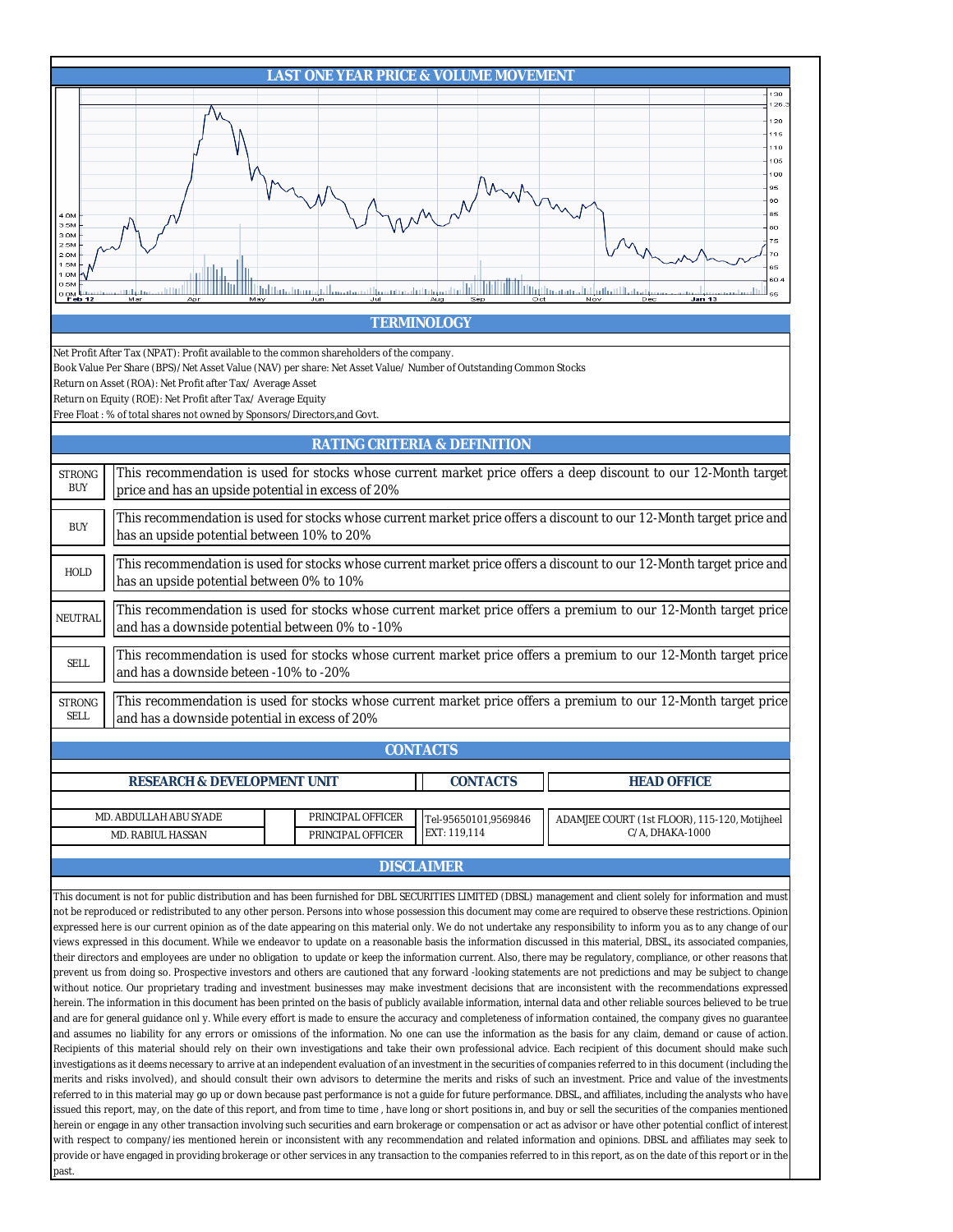## LAST ONE YEAR PRICE & VOLUME MOVEMENT

130
126.3
120
115
110
105
100
95
90
85
80
75
70
65
60.4
55

4.0M
3.5M
3.0M
2.5M
2.0M
1.5M
1.0M
0.5M
0.0M

Feb 12 Mar Apr May Jun Jul Aug Sep Oct Nov Dec Jan 13

## TERMINOLOGY

Net Profit After Tax (NPAT): Profit available to the common shareholders of the company.
Book Value Per Share (BPS)/Net Asset Value (NAV) per share: Net Asset Value/ Number of Outstanding Common Stocks
Return on Asset (ROA): Net Profit after Tax/ Average Asset
Return on Equity (ROE): Net Profit after Tax/ Average Equity
Free Float : % of total shares not owned by Sponsors/Directors,and Govt.

## RATING CRITERIA & DEFINITION

| | |
|---|---|
| STRONG BUY | This recommendation is used for stocks whose current market price offers a deep discount to our 12-Month target price and has an upside potential in excess of 20% |
| BUY | This recommendation is used for stocks whose current market price offers a discount to our 12-Month target price and has an upside potential between 10% to 20% |
| HOLD | This recommendation is used for stocks whose current market price offers a discount to our 12-Month target price and has an upside potential between 0% to 10% |
| NEUTRAL | This recommendation is used for stocks whose current market price offers a premium to our 12-Month target price and has a downside potential between 0% to -10% |
| SELL | This recommendation is used for stocks whose current market price offers a premium to our 12-Month target price and has a downside beteen -10% to -20% |
| STRONG SELL | This recommendation is used for stocks whose current market price offers a premium to our 12-Month target price and has a downside potential in excess of 20% |

## CONTACTS

| RESEARCH & DEVELOPMENT UNIT | | CONTACTS | HEAD OFFICE |
|---|---|---|---|
| MD. ABDULLAH ABU SYADE | PRINCIPAL OFFICER | Tel-95650101,9569846 EXT: 119,114 | ADAMJEE COURT (1st FLOOR), 115-120, Motijheel C/A, DHAKA-1000 |
| MD. RABIUL HASSAN | PRINCIPAL OFFICER | | |

## DISCLAIMER

This document is not for public distribution and has been furnished for DBL SECURITIES LIMITED (DBSL) management and client solely for information and must not be reproduced or redistributed to any other person. Persons into whose possession this document may come are required to observe these restrictions. Opinion expressed here is our current opinion as of the date appearing on this material only. We do not undertake any responsibility to inform you as to any change of our views expressed in this document. While we endeavor to update on a reasonable basis the information discussed in this material, DBSL, its associated companies, their directors and employees are under no obligation to update or keep the information current. Also, there may be regulatory, compliance, or other reasons that prevent us from doing so. Prospective investors and others are cautioned that any forward -looking statements are not predictions and may be subject to change without notice. Our proprietary trading and investment businesses may make investment decisions that are inconsistent with the recommendations expressed herein. The information in this document has been printed on the basis of publicly available information, internal data and other reliable sources believed to be true and are for general guidance onl y. While every effort is made to ensure the accuracy and completeness of information contained, the company gives no guarantee and assumes no liability for any errors or omissions of the information. No one can use the information as the basis for any claim, demand or cause of action. Recipients of this material should rely on their own investigations and take their own professional advice. Each recipient of this document should make such investigations as it deems necessary to arrive at an independent evaluation of an investment in the securities of companies referred to in this document (including the merits and risks involved), and should consult their own advisors to determine the merits and risks of such an investment. Price and value of the investments referred to in this material may go up or down because past performance is not a guide for future performance. DBSL, and affiliates, including the analysts who have issued this report, may, on the date of this report, and from time to time , have long or short positions in, and buy or sell the securities of the companies mentioned herein or engage in any other transaction involving such securities and earn brokerage or compensation or act as advisor or have other potential conflict of interest with respect to company/ies mentioned herein or inconsistent with any recommendation and related information and opinions. DBSL and affiliates may seek to provide or have engaged in providing brokerage or other services in any transaction to the companies referred to in this report, as on the date of this report or in the past.